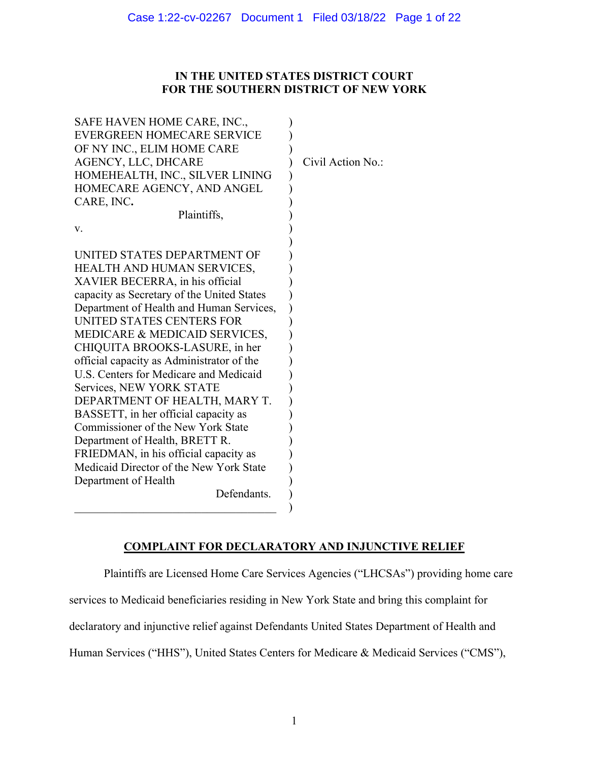**IN THE UNITED STATES DISTRICT COURT**
**FOR THE SOUTHERN DISTRICT OF NEW YORK**

SAFE HAVEN HOME CARE, INC., EVERGREEN HOMECARE SERVICE OF NY INC., ELIM HOME CARE AGENCY, LLC, DHCARE HOMEHEALTH, INC., SILVER LINING HOMECARE AGENCY, AND ANGEL CARE, INC.

Plaintiffs,

v.

UNITED STATES DEPARTMENT OF HEALTH AND HUMAN SERVICES, XAVIER BECERRA, in his official capacity as Secretary of the United States Department of Health and Human Services, UNITED STATES CENTERS FOR MEDICARE & MEDICAID SERVICES, CHIQUITA BROOKS-LASURE, in her official capacity as Administrator of the U.S. Centers for Medicare and Medicaid Services, NEW YORK STATE DEPARTMENT OF HEALTH, MARY T. BASSETT, in her official capacity as Commissioner of the New York State Department of Health, BRETT R. FRIEDMAN, in his official capacity as Medicaid Director of the New York State Department of Health

Defendants.

Civil Action No.:

**COMPLAINT FOR DECLARATORY AND INJUNCTIVE RELIEF**

Plaintiffs are Licensed Home Care Services Agencies ("LHCSAs") providing home care services to Medicaid beneficiaries residing in New York State and bring this complaint for declaratory and injunctive relief against Defendants United States Department of Health and Human Services ("HHS"), United States Centers for Medicare & Medicaid Services ("CMS"),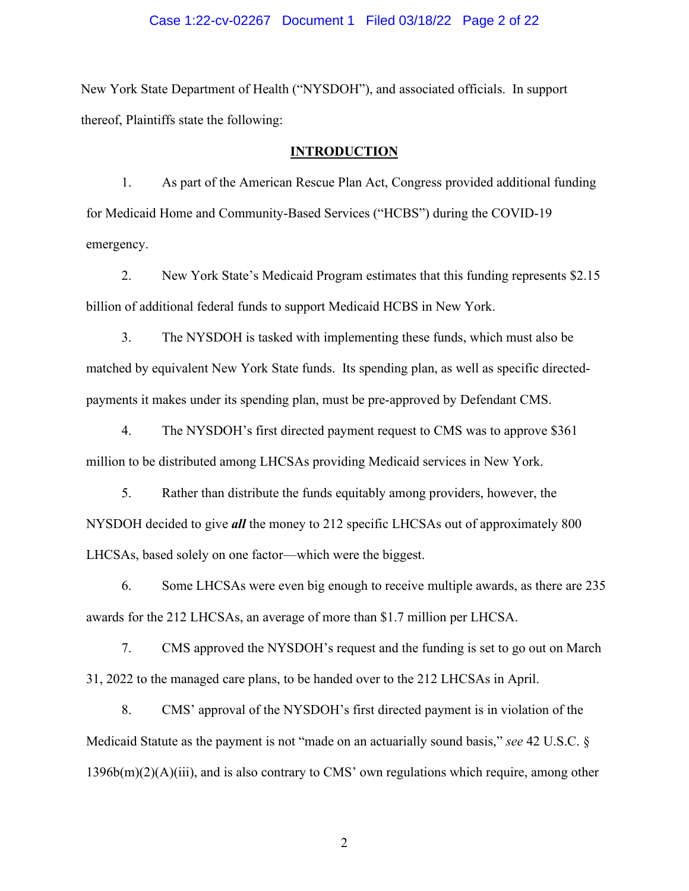New York State Department of Health ("NYSDOH"), and associated officials. In support thereof, Plaintiffs state the following:

## INTRODUCTION

1. As part of the American Rescue Plan Act, Congress provided additional funding for Medicaid Home and Community-Based Services ("HCBS") during the COVID-19 emergency.

2. New York State's Medicaid Program estimates that this funding represents $2.15 billion of additional federal funds to support Medicaid HCBS in New York.

3. The NYSDOH is tasked with implementing these funds, which must also be matched by equivalent New York State funds. Its spending plan, as well as specific directed-payments it makes under its spending plan, must be pre-approved by Defendant CMS.

4. The NYSDOH's first directed payment request to CMS was to approve $361 million to be distributed among LHCSAs providing Medicaid services in New York.

5. Rather than distribute the funds equitably among providers, however, the NYSDOH decided to give ***all*** the money to 212 specific LHCSAs out of approximately 800 LHCSAs, based solely on one factor—which were the biggest.

6. Some LHCSAs were even big enough to receive multiple awards, as there are 235 awards for the 212 LHCSAs, an average of more than $1.7 million per LHCSA.

7. CMS approved the NYSDOH's request and the funding is set to go out on March 31, 2022 to the managed care plans, to be handed over to the 212 LHCSAs in April.

8. CMS' approval of the NYSDOH's first directed payment is in violation of the Medicaid Statute as the payment is not "made on an actuarially sound basis," *see* 42 U.S.C. § 1396b(m)(2)(A)(iii), and is also contrary to CMS' own regulations which require, among other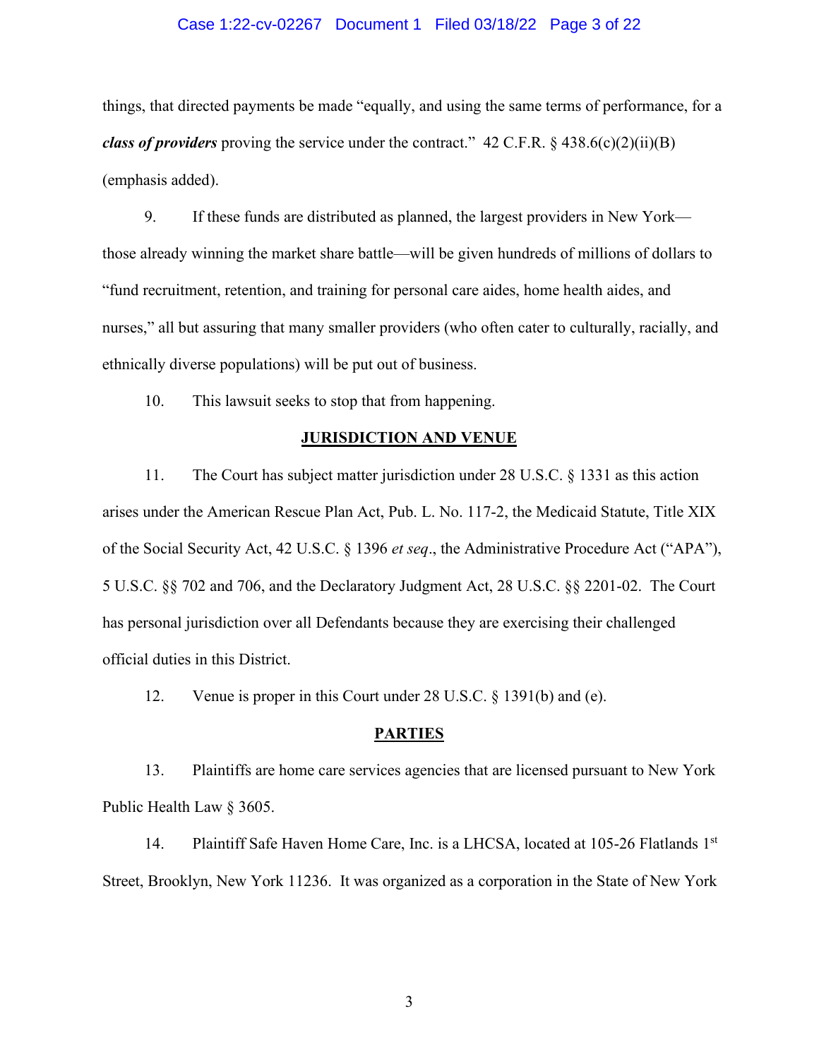things, that directed payments be made "equally, and using the same terms of performance, for a ***class of providers*** proving the service under the contract." 42 C.F.R. § 438.6(c)(2)(ii)(B) (emphasis added).

9. If these funds are distributed as planned, the largest providers in New York—those already winning the market share battle—will be given hundreds of millions of dollars to "fund recruitment, retention, and training for personal care aides, home health aides, and nurses," all but assuring that many smaller providers (who often cater to culturally, racially, and ethnically diverse populations) will be put out of business.

10. This lawsuit seeks to stop that from happening.

## JURISDICTION AND VENUE

11. The Court has subject matter jurisdiction under 28 U.S.C. § 1331 as this action arises under the American Rescue Plan Act, Pub. L. No. 117-2, the Medicaid Statute, Title XIX of the Social Security Act, 42 U.S.C. § 1396 *et seq*., the Administrative Procedure Act ("APA"), 5 U.S.C. §§ 702 and 706, and the Declaratory Judgment Act, 28 U.S.C. §§ 2201-02. The Court has personal jurisdiction over all Defendants because they are exercising their challenged official duties in this District.

12. Venue is proper in this Court under 28 U.S.C. § 1391(b) and (e).

## PARTIES

13. Plaintiffs are home care services agencies that are licensed pursuant to New York Public Health Law § 3605.

14. Plaintiff Safe Haven Home Care, Inc. is a LHCSA, located at 105-26 Flatlands 1st Street, Brooklyn, New York 11236. It was organized as a corporation in the State of New York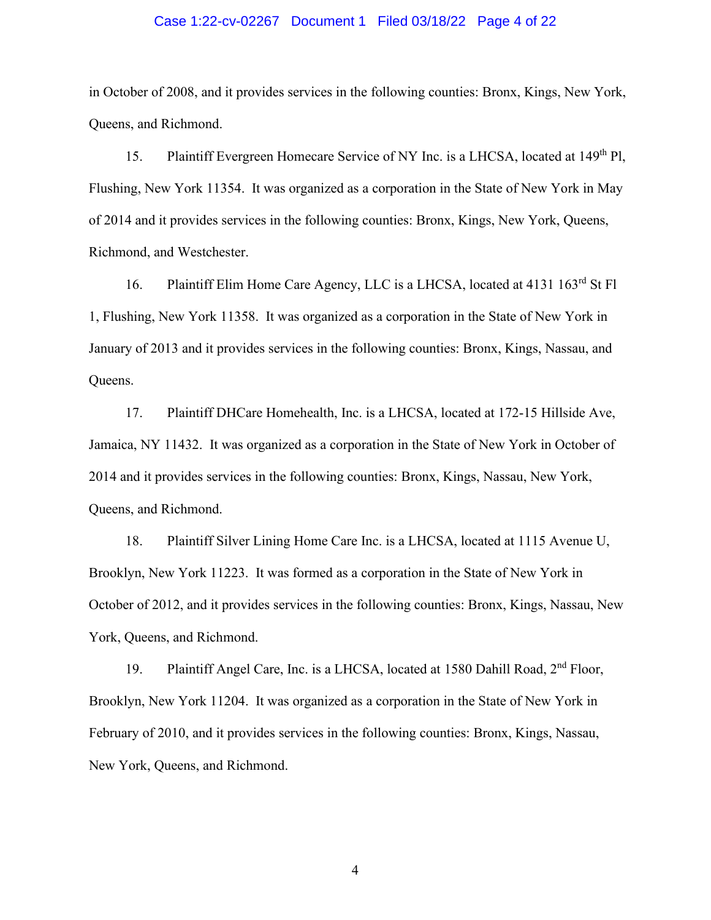in October of 2008, and it provides services in the following counties: Bronx, Kings, New York, Queens, and Richmond.

15. Plaintiff Evergreen Homecare Service of NY Inc. is a LHCSA, located at 149th Pl, Flushing, New York 11354. It was organized as a corporation in the State of New York in May of 2014 and it provides services in the following counties: Bronx, Kings, New York, Queens, Richmond, and Westchester.

16. Plaintiff Elim Home Care Agency, LLC is a LHCSA, located at 4131 163rd St Fl 1, Flushing, New York 11358. It was organized as a corporation in the State of New York in January of 2013 and it provides services in the following counties: Bronx, Kings, Nassau, and Queens.

17. Plaintiff DHCare Homehealth, Inc. is a LHCSA, located at 172-15 Hillside Ave, Jamaica, NY 11432. It was organized as a corporation in the State of New York in October of 2014 and it provides services in the following counties: Bronx, Kings, Nassau, New York, Queens, and Richmond.

18. Plaintiff Silver Lining Home Care Inc. is a LHCSA, located at 1115 Avenue U, Brooklyn, New York 11223. It was formed as a corporation in the State of New York in October of 2012, and it provides services in the following counties: Bronx, Kings, Nassau, New York, Queens, and Richmond.

19. Plaintiff Angel Care, Inc. is a LHCSA, located at 1580 Dahill Road, 2nd Floor, Brooklyn, New York 11204. It was organized as a corporation in the State of New York in February of 2010, and it provides services in the following counties: Bronx, Kings, Nassau, New York, Queens, and Richmond.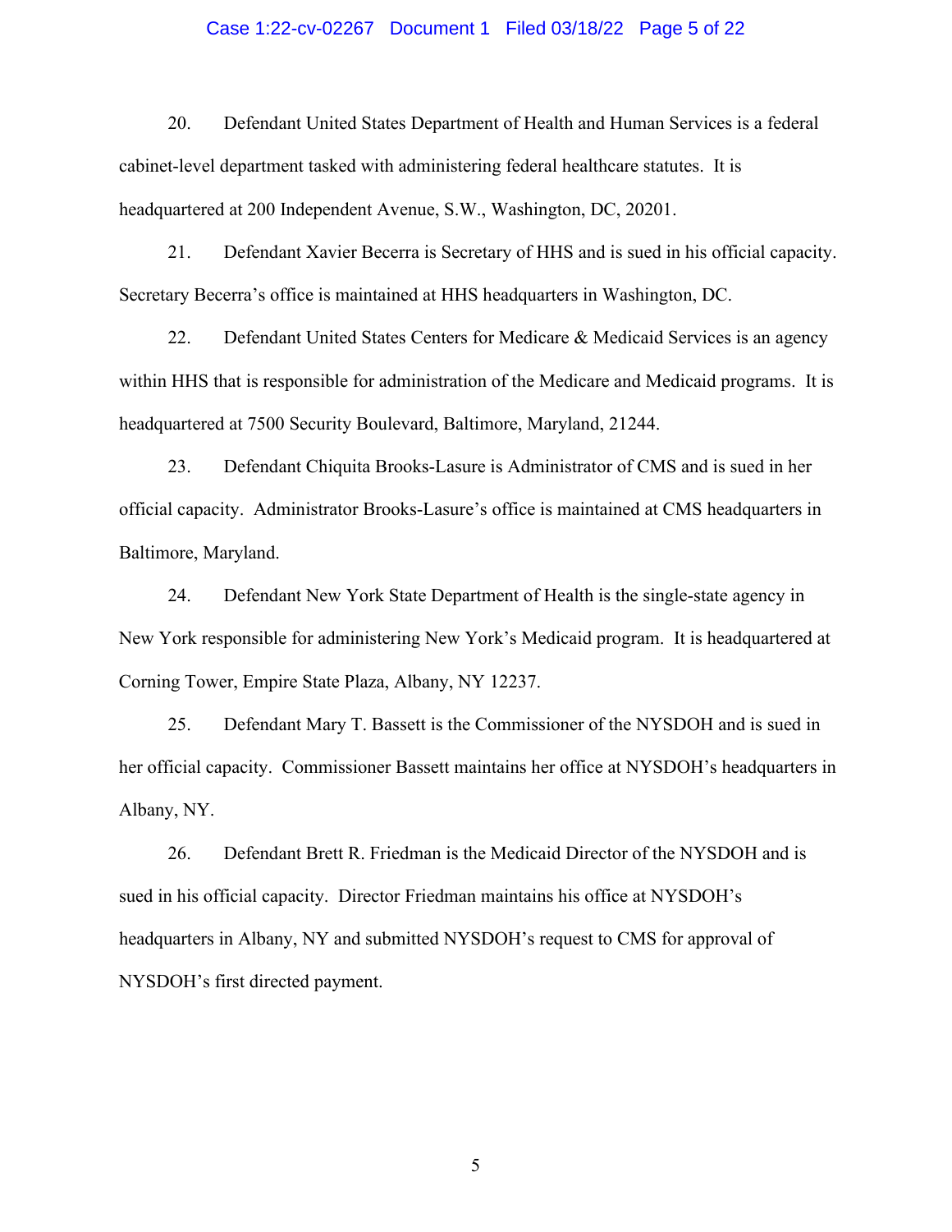20. Defendant United States Department of Health and Human Services is a federal cabinet-level department tasked with administering federal healthcare statutes. It is headquartered at 200 Independent Avenue, S.W., Washington, DC, 20201.

21. Defendant Xavier Becerra is Secretary of HHS and is sued in his official capacity. Secretary Becerra's office is maintained at HHS headquarters in Washington, DC.

22. Defendant United States Centers for Medicare & Medicaid Services is an agency within HHS that is responsible for administration of the Medicare and Medicaid programs. It is headquartered at 7500 Security Boulevard, Baltimore, Maryland, 21244.

23. Defendant Chiquita Brooks-Lasure is Administrator of CMS and is sued in her official capacity. Administrator Brooks-Lasure's office is maintained at CMS headquarters in Baltimore, Maryland.

24. Defendant New York State Department of Health is the single-state agency in New York responsible for administering New York's Medicaid program. It is headquartered at Corning Tower, Empire State Plaza, Albany, NY 12237.

25. Defendant Mary T. Bassett is the Commissioner of the NYSDOH and is sued in her official capacity. Commissioner Bassett maintains her office at NYSDOH's headquarters in Albany, NY.

26. Defendant Brett R. Friedman is the Medicaid Director of the NYSDOH and is sued in his official capacity. Director Friedman maintains his office at NYSDOH's headquarters in Albany, NY and submitted NYSDOH's request to CMS for approval of NYSDOH's first directed payment.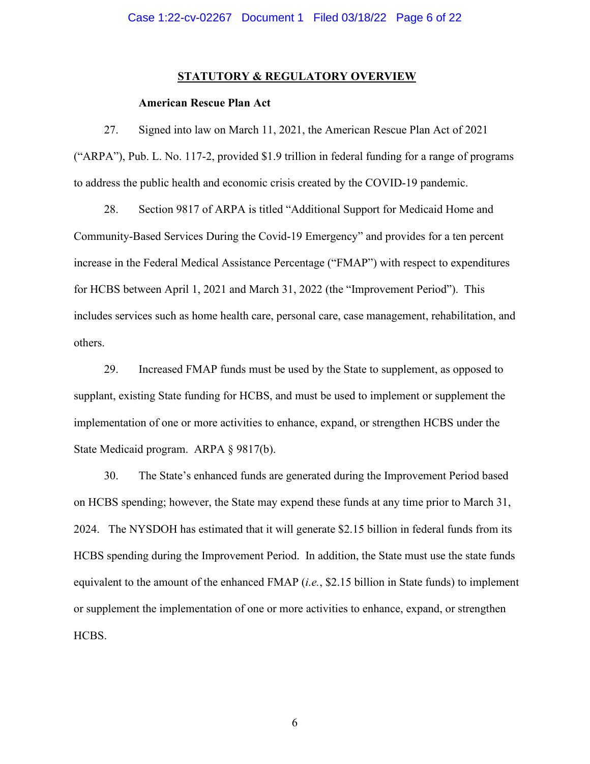## STATUTORY & REGULATORY OVERVIEW

### American Rescue Plan Act

27. Signed into law on March 11, 2021, the American Rescue Plan Act of 2021 ("ARPA"), Pub. L. No. 117-2, provided $1.9 trillion in federal funding for a range of programs to address the public health and economic crisis created by the COVID-19 pandemic.

28. Section 9817 of ARPA is titled "Additional Support for Medicaid Home and Community-Based Services During the Covid-19 Emergency" and provides for a ten percent increase in the Federal Medical Assistance Percentage ("FMAP") with respect to expenditures for HCBS between April 1, 2021 and March 31, 2022 (the "Improvement Period"). This includes services such as home health care, personal care, case management, rehabilitation, and others.

29. Increased FMAP funds must be used by the State to supplement, as opposed to supplant, existing State funding for HCBS, and must be used to implement or supplement the implementation of one or more activities to enhance, expand, or strengthen HCBS under the State Medicaid program. ARPA § 9817(b).

30. The State's enhanced funds are generated during the Improvement Period based on HCBS spending; however, the State may expend these funds at any time prior to March 31, 2024. The NYSDOH has estimated that it will generate $2.15 billion in federal funds from its HCBS spending during the Improvement Period. In addition, the State must use the state funds equivalent to the amount of the enhanced FMAP (*i.e.*, $2.15 billion in State funds) to implement or supplement the implementation of one or more activities to enhance, expand, or strengthen HCBS.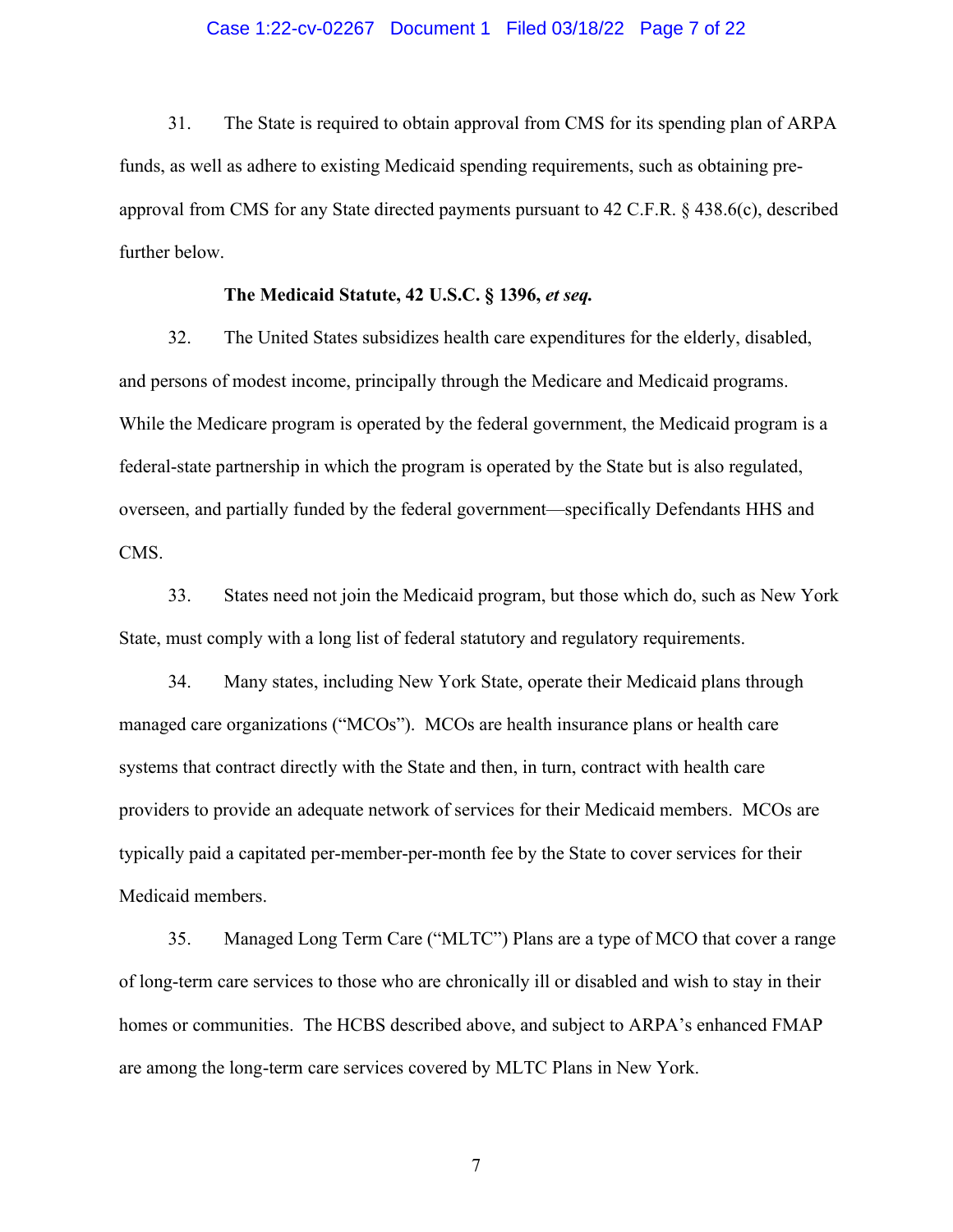31. The State is required to obtain approval from CMS for its spending plan of ARPA funds, as well as adhere to existing Medicaid spending requirements, such as obtaining pre-approval from CMS for any State directed payments pursuant to 42 C.F.R. § 438.6(c), described further below.

**The Medicaid Statute, 42 U.S.C. § 1396, *et seq.***

32. The United States subsidizes health care expenditures for the elderly, disabled, and persons of modest income, principally through the Medicare and Medicaid programs. While the Medicare program is operated by the federal government, the Medicaid program is a federal-state partnership in which the program is operated by the State but is also regulated, overseen, and partially funded by the federal government—specifically Defendants HHS and CMS.

33. States need not join the Medicaid program, but those which do, such as New York State, must comply with a long list of federal statutory and regulatory requirements.

34. Many states, including New York State, operate their Medicaid plans through managed care organizations ("MCOs"). MCOs are health insurance plans or health care systems that contract directly with the State and then, in turn, contract with health care providers to provide an adequate network of services for their Medicaid members. MCOs are typically paid a capitated per-member-per-month fee by the State to cover services for their Medicaid members.

35. Managed Long Term Care ("MLTC") Plans are a type of MCO that cover a range of long-term care services to those who are chronically ill or disabled and wish to stay in their homes or communities. The HCBS described above, and subject to ARPA's enhanced FMAP are among the long-term care services covered by MLTC Plans in New York.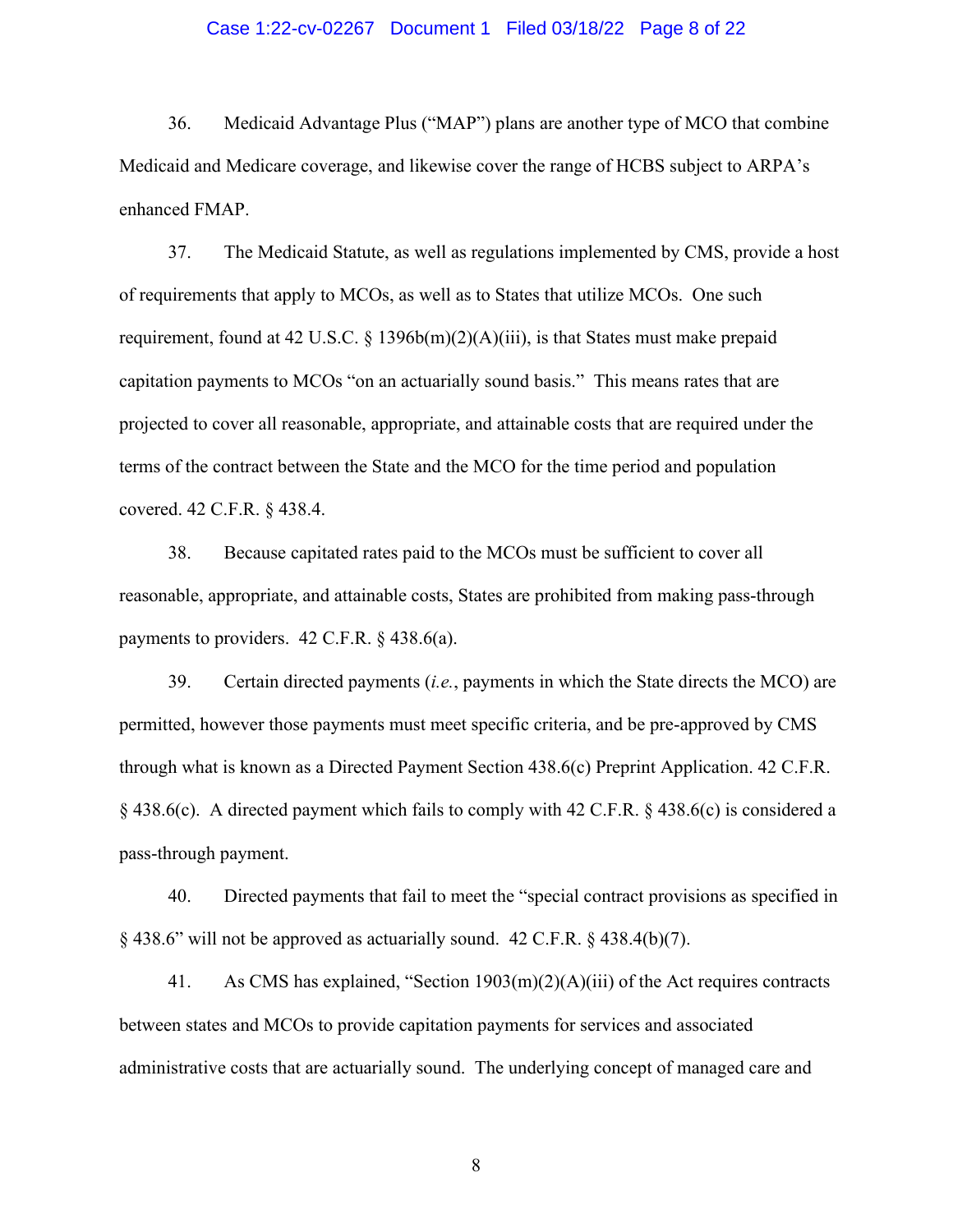36. Medicaid Advantage Plus ("MAP") plans are another type of MCO that combine Medicaid and Medicare coverage, and likewise cover the range of HCBS subject to ARPA's enhanced FMAP.

37. The Medicaid Statute, as well as regulations implemented by CMS, provide a host of requirements that apply to MCOs, as well as to States that utilize MCOs. One such requirement, found at 42 U.S.C. § 1396b(m)(2)(A)(iii), is that States must make prepaid capitation payments to MCOs "on an actuarially sound basis." This means rates that are projected to cover all reasonable, appropriate, and attainable costs that are required under the terms of the contract between the State and the MCO for the time period and population covered. 42 C.F.R. § 438.4.

38. Because capitated rates paid to the MCOs must be sufficient to cover all reasonable, appropriate, and attainable costs, States are prohibited from making pass-through payments to providers. 42 C.F.R. § 438.6(a).

39. Certain directed payments (*i.e.*, payments in which the State directs the MCO) are permitted, however those payments must meet specific criteria, and be pre-approved by CMS through what is known as a Directed Payment Section 438.6(c) Preprint Application. 42 C.F.R. § 438.6(c). A directed payment which fails to comply with 42 C.F.R. § 438.6(c) is considered a pass-through payment.

40. Directed payments that fail to meet the "special contract provisions as specified in § 438.6" will not be approved as actuarially sound. 42 C.F.R. § 438.4(b)(7).

41. As CMS has explained, "Section 1903(m)(2)(A)(iii) of the Act requires contracts between states and MCOs to provide capitation payments for services and associated administrative costs that are actuarially sound. The underlying concept of managed care and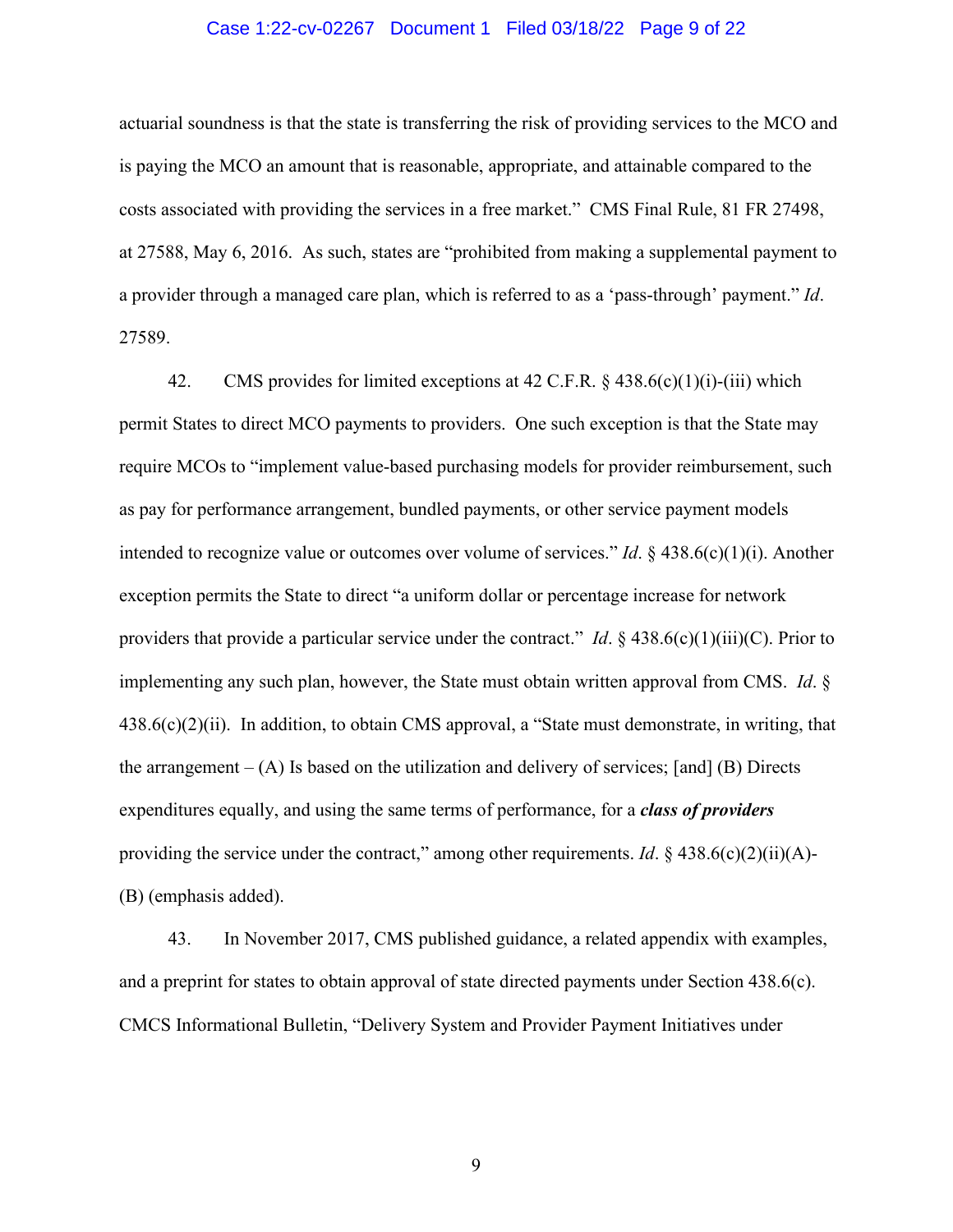actuarial soundness is that the state is transferring the risk of providing services to the MCO and is paying the MCO an amount that is reasonable, appropriate, and attainable compared to the costs associated with providing the services in a free market." CMS Final Rule, 81 FR 27498, at 27588, May 6, 2016. As such, states are "prohibited from making a supplemental payment to a provider through a managed care plan, which is referred to as a 'pass-through' payment." *Id*. 27589.

42. CMS provides for limited exceptions at 42 C.F.R. § 438.6(c)(1)(i)-(iii) which permit States to direct MCO payments to providers. One such exception is that the State may require MCOs to "implement value-based purchasing models for provider reimbursement, such as pay for performance arrangement, bundled payments, or other service payment models intended to recognize value or outcomes over volume of services." *Id*. § 438.6(c)(1)(i). Another exception permits the State to direct "a uniform dollar or percentage increase for network providers that provide a particular service under the contract." *Id*. § 438.6(c)(1)(iii)(C). Prior to implementing any such plan, however, the State must obtain written approval from CMS. *Id*. § 438.6(c)(2)(ii). In addition, to obtain CMS approval, a "State must demonstrate, in writing, that the arrangement – (A) Is based on the utilization and delivery of services; [and] (B) Directs expenditures equally, and using the same terms of performance, for a ***class of providers*** providing the service under the contract," among other requirements. *Id*. § 438.6(c)(2)(ii)(A)-(B) (emphasis added).

43. In November 2017, CMS published guidance, a related appendix with examples, and a preprint for states to obtain approval of state directed payments under Section 438.6(c). CMCS Informational Bulletin, "Delivery System and Provider Payment Initiatives under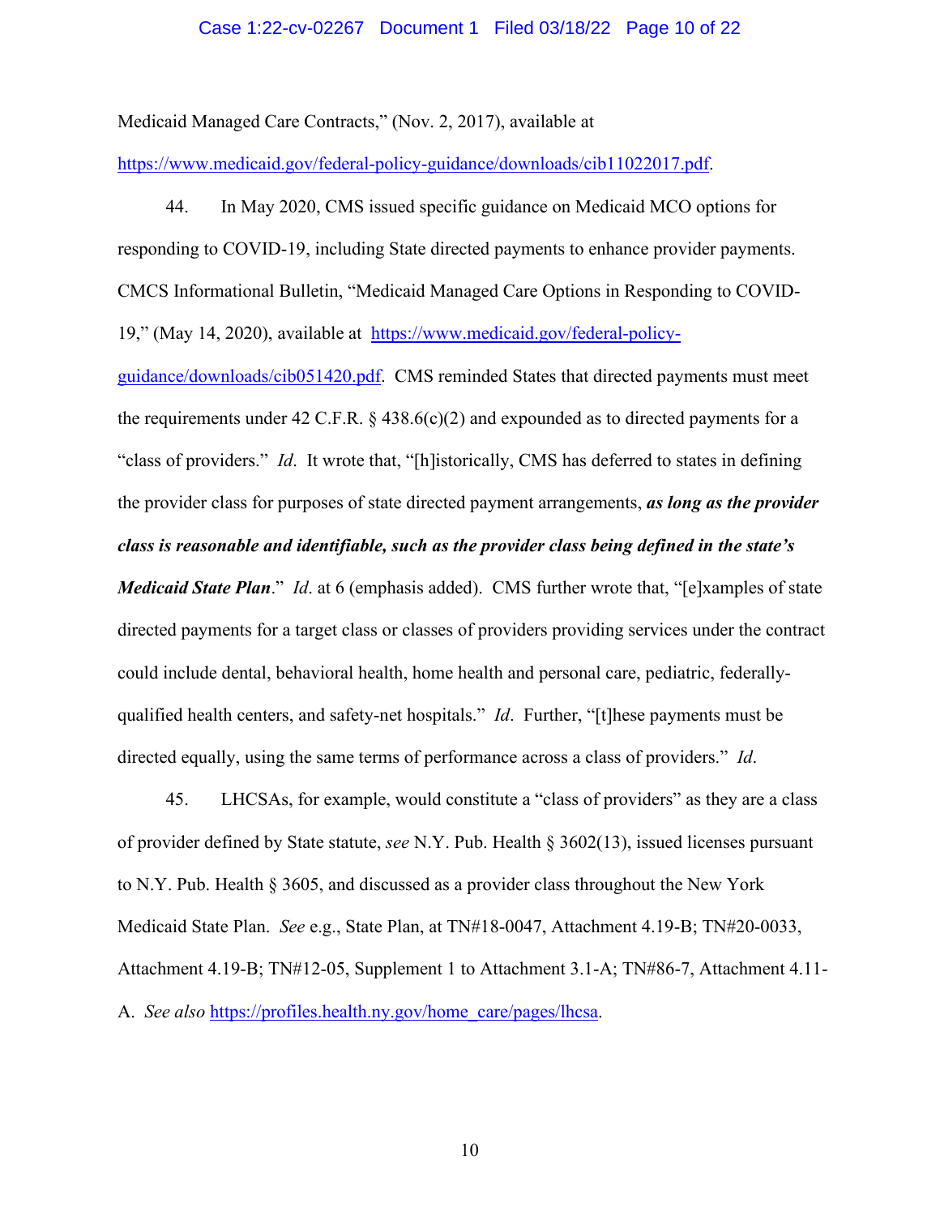Medicaid Managed Care Contracts," (Nov. 2, 2017), available at https://www.medicaid.gov/federal-policy-guidance/downloads/cib11022017.pdf.

44. In May 2020, CMS issued specific guidance on Medicaid MCO options for responding to COVID-19, including State directed payments to enhance provider payments. CMCS Informational Bulletin, "Medicaid Managed Care Options in Responding to COVID-19," (May 14, 2020), available at https://www.medicaid.gov/federal-policy-guidance/downloads/cib051420.pdf. CMS reminded States that directed payments must meet the requirements under 42 C.F.R. § 438.6(c)(2) and expounded as to directed payments for a "class of providers." *Id*. It wrote that, "[h]istorically, CMS has deferred to states in defining the provider class for purposes of state directed payment arrangements, ***as long as the provider class is reasonable and identifiable, such as the provider class being defined in the state's Medicaid State Plan***." *Id*. at 6 (emphasis added). CMS further wrote that, "[e]xamples of state directed payments for a target class or classes of providers providing services under the contract could include dental, behavioral health, home health and personal care, pediatric, federally-qualified health centers, and safety-net hospitals." *Id*. Further, "[t]hese payments must be directed equally, using the same terms of performance across a class of providers." *Id*.

45. LHCSAs, for example, would constitute a "class of providers" as they are a class of provider defined by State statute, *see* N.Y. Pub. Health § 3602(13), issued licenses pursuant to N.Y. Pub. Health § 3605, and discussed as a provider class throughout the New York Medicaid State Plan. *See* e.g., State Plan, at TN#18-0047, Attachment 4.19-B; TN#20-0033, Attachment 4.19-B; TN#12-05, Supplement 1 to Attachment 3.1-A; TN#86-7, Attachment 4.11-A. *See also* https://profiles.health.ny.gov/home_care/pages/lhcsa.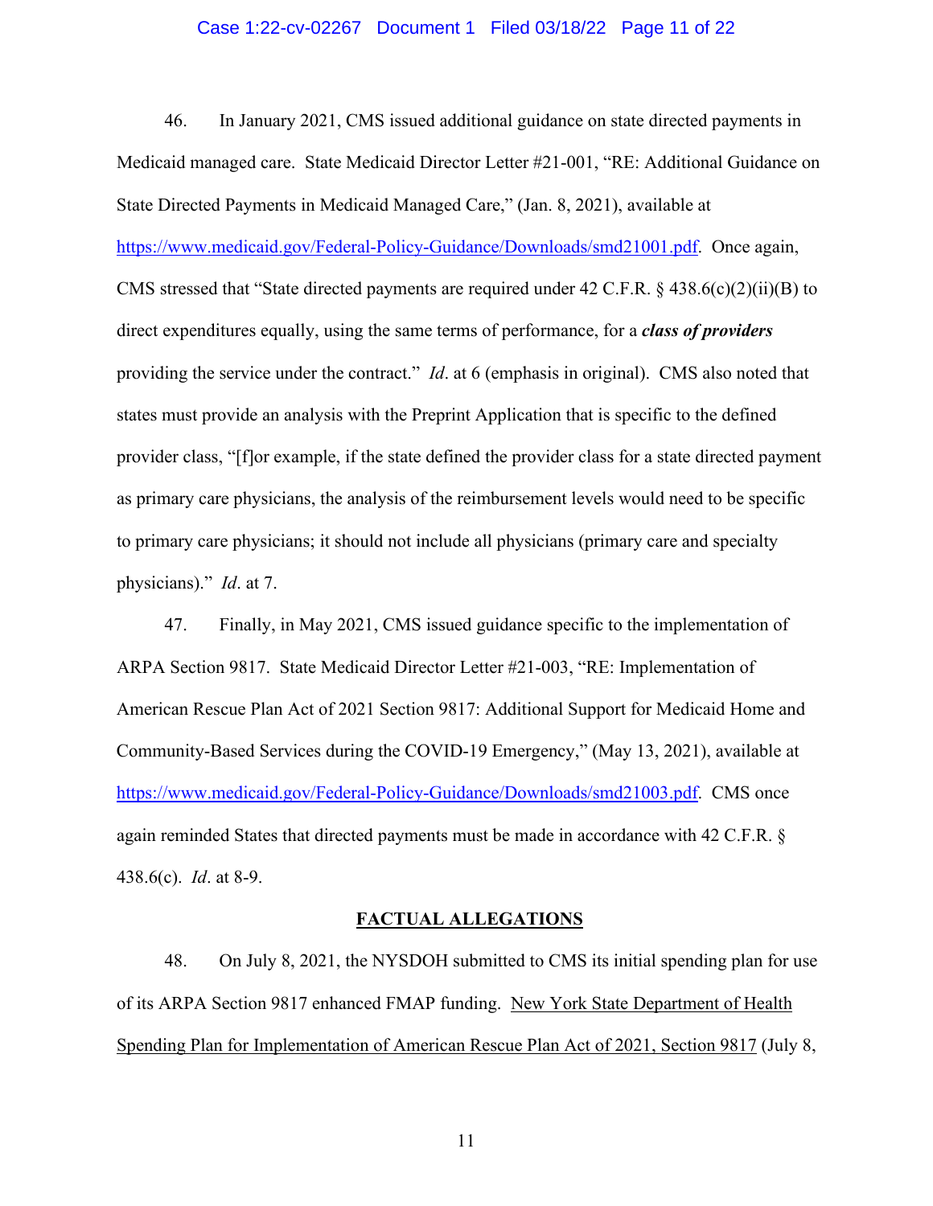46. In January 2021, CMS issued additional guidance on state directed payments in Medicaid managed care. State Medicaid Director Letter #21-001, "RE: Additional Guidance on State Directed Payments in Medicaid Managed Care," (Jan. 8, 2021), available at https://www.medicaid.gov/Federal-Policy-Guidance/Downloads/smd21001.pdf. Once again, CMS stressed that "State directed payments are required under 42 C.F.R. § 438.6(c)(2)(ii)(B) to direct expenditures equally, using the same terms of performance, for a ***class of providers*** providing the service under the contract." *Id*. at 6 (emphasis in original). CMS also noted that states must provide an analysis with the Preprint Application that is specific to the defined provider class, "[f]or example, if the state defined the provider class for a state directed payment as primary care physicians, the analysis of the reimbursement levels would need to be specific to primary care physicians; it should not include all physicians (primary care and specialty physicians)." *Id*. at 7.

47. Finally, in May 2021, CMS issued guidance specific to the implementation of ARPA Section 9817. State Medicaid Director Letter #21-003, "RE: Implementation of American Rescue Plan Act of 2021 Section 9817: Additional Support for Medicaid Home and Community-Based Services during the COVID-19 Emergency," (May 13, 2021), available at https://www.medicaid.gov/Federal-Policy-Guidance/Downloads/smd21003.pdf. CMS once again reminded States that directed payments must be made in accordance with 42 C.F.R. § 438.6(c). *Id*. at 8-9.

## FACTUAL ALLEGATIONS

48. On July 8, 2021, the NYSDOH submitted to CMS its initial spending plan for use of its ARPA Section 9817 enhanced FMAP funding. New York State Department of Health Spending Plan for Implementation of American Rescue Plan Act of 2021, Section 9817 (July 8,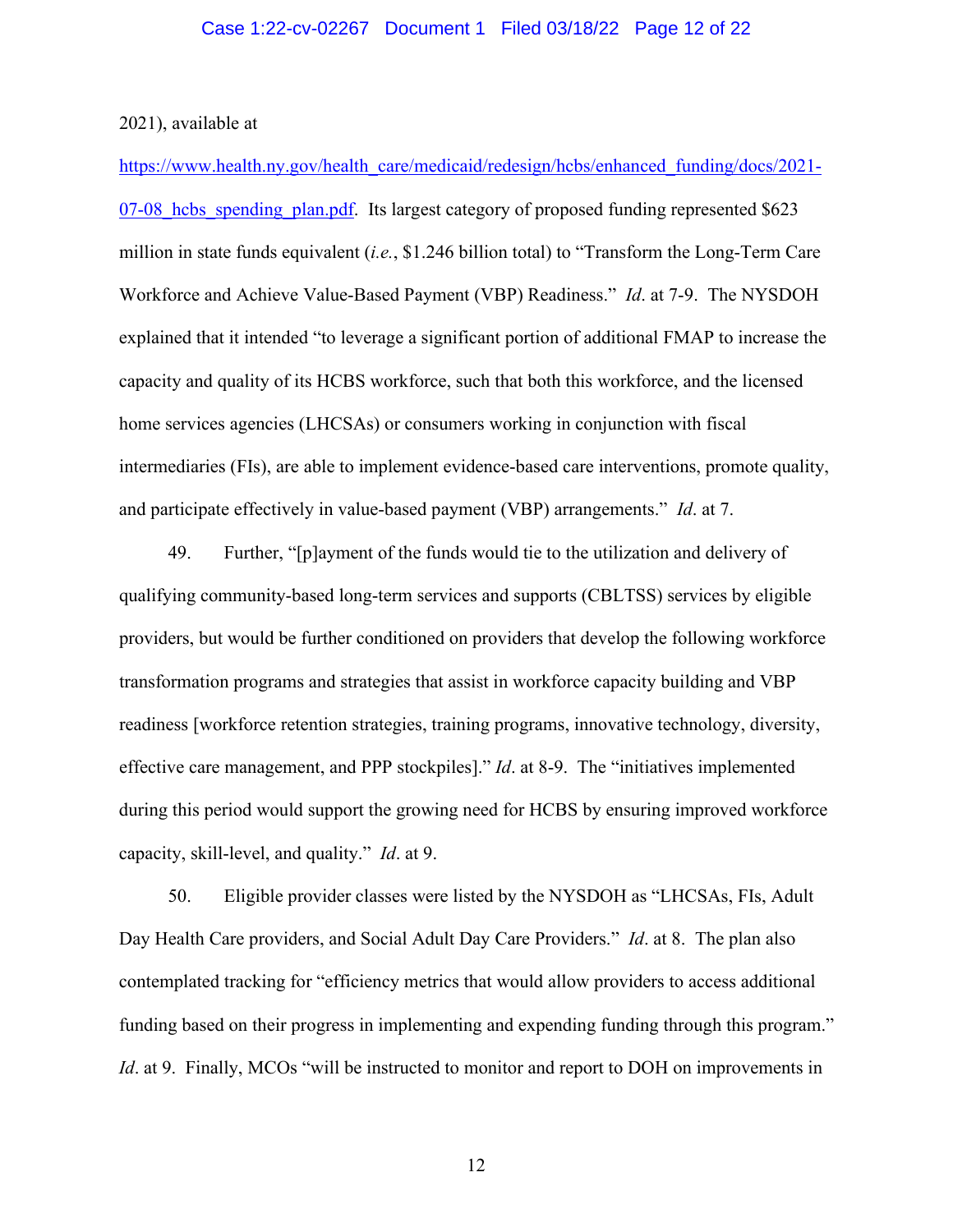2021), available at https://www.health.ny.gov/health_care/medicaid/redesign/hcbs/enhanced_funding/docs/2021-07-08_hcbs_spending_plan.pdf. Its largest category of proposed funding represented $623 million in state funds equivalent (*i.e.*, $1.246 billion total) to "Transform the Long-Term Care Workforce and Achieve Value-Based Payment (VBP) Readiness." *Id*. at 7-9. The NYSDOH explained that it intended "to leverage a significant portion of additional FMAP to increase the capacity and quality of its HCBS workforce, such that both this workforce, and the licensed home services agencies (LHCSAs) or consumers working in conjunction with fiscal intermediaries (FIs), are able to implement evidence-based care interventions, promote quality, and participate effectively in value-based payment (VBP) arrangements." *Id*. at 7.

49. Further, "[p]ayment of the funds would tie to the utilization and delivery of qualifying community-based long-term services and supports (CBLTSS) services by eligible providers, but would be further conditioned on providers that develop the following workforce transformation programs and strategies that assist in workforce capacity building and VBP readiness [workforce retention strategies, training programs, innovative technology, diversity, effective care management, and PPP stockpiles]." *Id*. at 8-9. The "initiatives implemented during this period would support the growing need for HCBS by ensuring improved workforce capacity, skill-level, and quality." *Id*. at 9.

50. Eligible provider classes were listed by the NYSDOH as "LHCSAs, FIs, Adult Day Health Care providers, and Social Adult Day Care Providers." *Id*. at 8. The plan also contemplated tracking for "efficiency metrics that would allow providers to access additional funding based on their progress in implementing and expending funding through this program." *Id*. at 9. Finally, MCOs "will be instructed to monitor and report to DOH on improvements in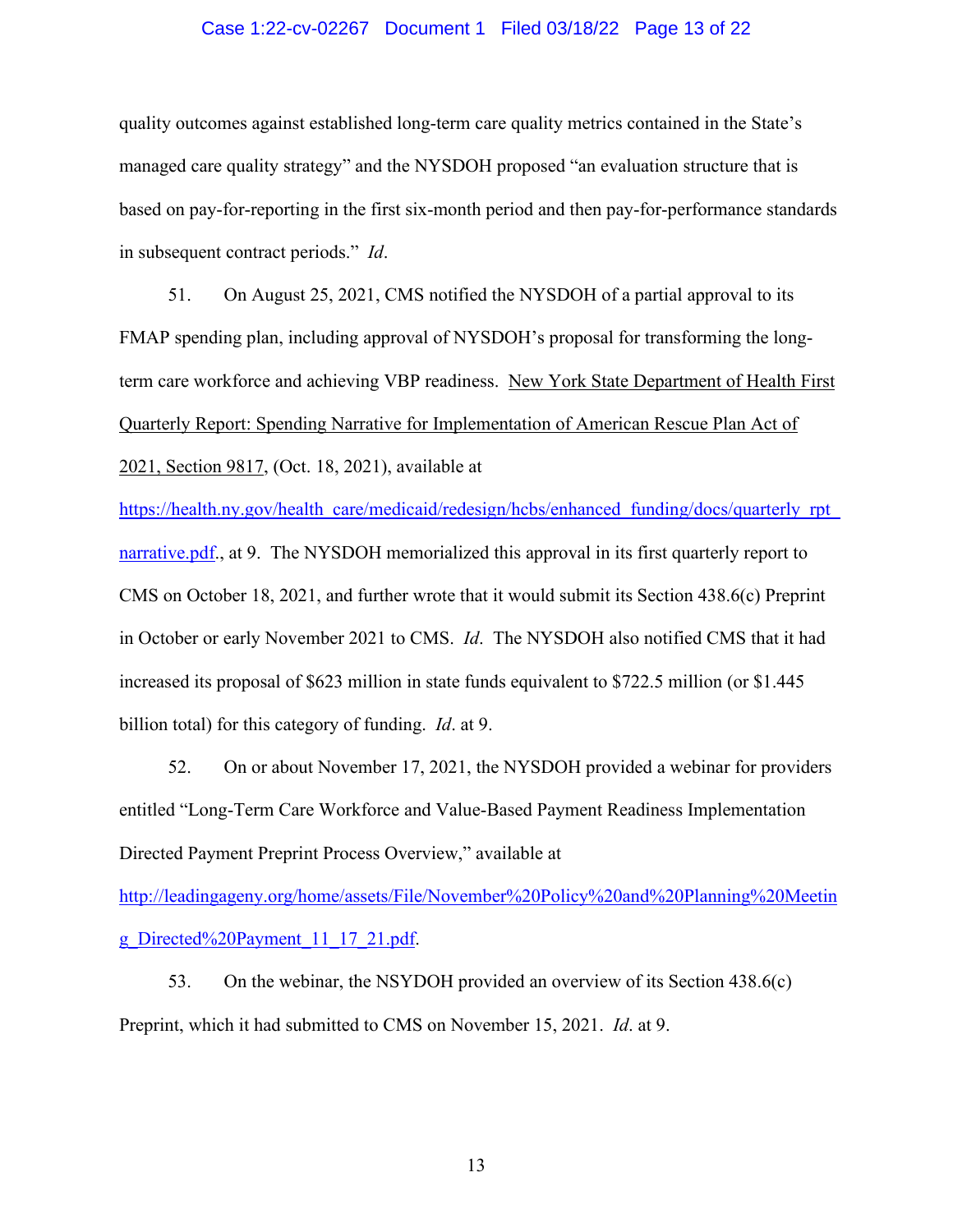quality outcomes against established long-term care quality metrics contained in the State's managed care quality strategy" and the NYSDOH proposed "an evaluation structure that is based on pay-for-reporting in the first six-month period and then pay-for-performance standards in subsequent contract periods." *Id*.

51. On August 25, 2021, CMS notified the NYSDOH of a partial approval to its FMAP spending plan, including approval of NYSDOH's proposal for transforming the long-term care workforce and achieving VBP readiness. New York State Department of Health First Quarterly Report: Spending Narrative for Implementation of American Rescue Plan Act of 2021, Section 9817, (Oct. 18, 2021), available at https://health.ny.gov/health_care/medicaid/redesign/hcbs/enhanced_funding/docs/quarterly_rpt_narrative.pdf., at 9. The NYSDOH memorialized this approval in its first quarterly report to CMS on October 18, 2021, and further wrote that it would submit its Section 438.6(c) Preprint in October or early November 2021 to CMS. *Id*. The NYSDOH also notified CMS that it had increased its proposal of $623 million in state funds equivalent to $722.5 million (or $1.445 billion total) for this category of funding. *Id*. at 9.

52. On or about November 17, 2021, the NYSDOH provided a webinar for providers entitled "Long-Term Care Workforce and Value-Based Payment Readiness Implementation Directed Payment Preprint Process Overview," available at http://leadingageny.org/home/assets/File/November%20Policy%20and%20Planning%20Meeting_Directed%20Payment_11_17_21.pdf.

53. On the webinar, the NSYDOH provided an overview of its Section 438.6(c) Preprint, which it had submitted to CMS on November 15, 2021. *Id*. at 9.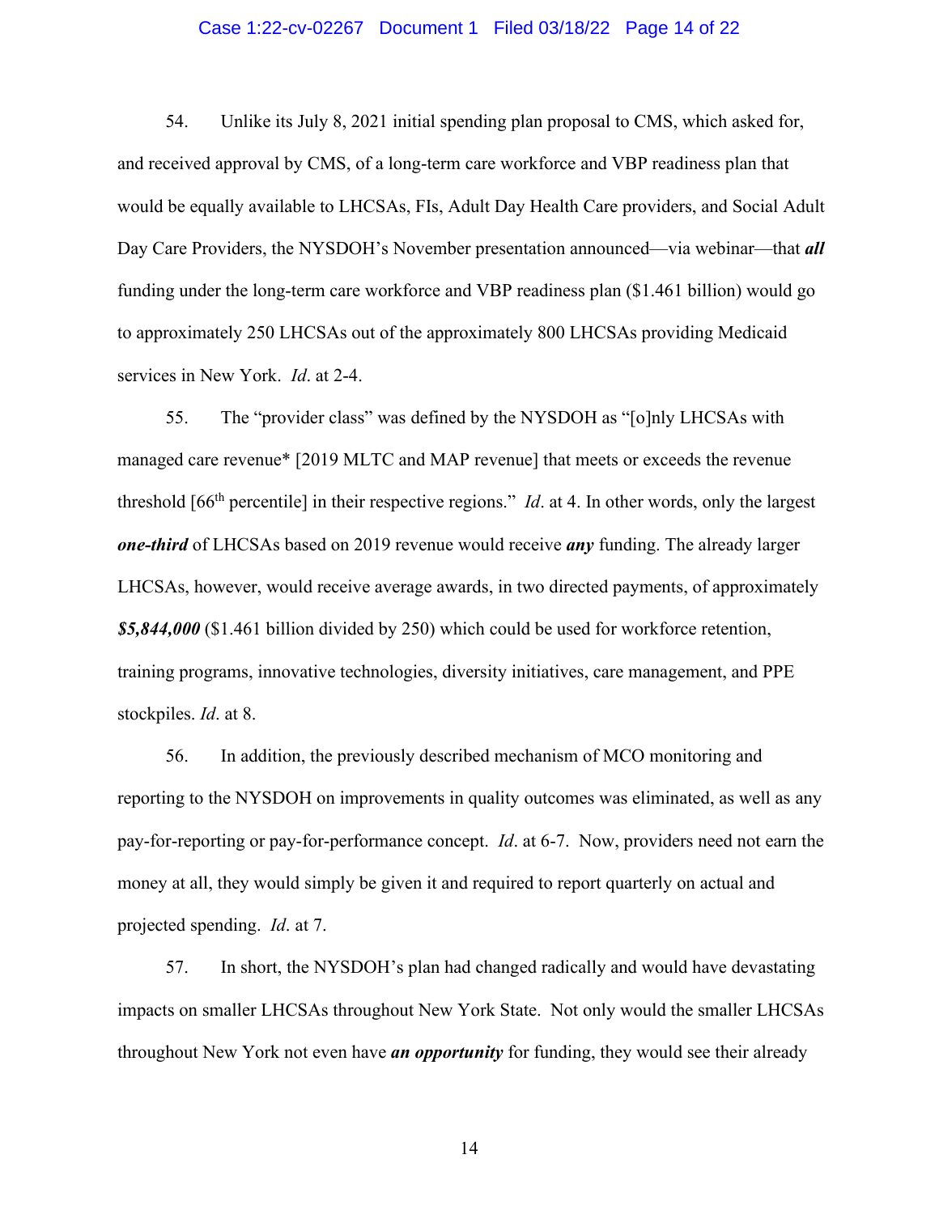54. Unlike its July 8, 2021 initial spending plan proposal to CMS, which asked for, and received approval by CMS, of a long-term care workforce and VBP readiness plan that would be equally available to LHCSAs, FIs, Adult Day Health Care providers, and Social Adult Day Care Providers, the NYSDOH's November presentation announced—via webinar—that ***all*** funding under the long-term care workforce and VBP readiness plan ($1.461 billion) would go to approximately 250 LHCSAs out of the approximately 800 LHCSAs providing Medicaid services in New York. *Id*. at 2-4.

55. The "provider class" was defined by the NYSDOH as "[o]nly LHCSAs with managed care revenue* [2019 MLTC and MAP revenue] that meets or exceeds the revenue threshold [66th percentile] in their respective regions." *Id*. at 4. In other words, only the largest ***one-third*** of LHCSAs based on 2019 revenue would receive ***any*** funding. The already larger LHCSAs, however, would receive average awards, in two directed payments, of approximately ***$5,844,000*** ($1.461 billion divided by 250) which could be used for workforce retention, training programs, innovative technologies, diversity initiatives, care management, and PPE stockpiles. *Id*. at 8.

56. In addition, the previously described mechanism of MCO monitoring and reporting to the NYSDOH on improvements in quality outcomes was eliminated, as well as any pay-for-reporting or pay-for-performance concept. *Id*. at 6-7. Now, providers need not earn the money at all, they would simply be given it and required to report quarterly on actual and projected spending. *Id*. at 7.

57. In short, the NYSDOH's plan had changed radically and would have devastating impacts on smaller LHCSAs throughout New York State. Not only would the smaller LHCSAs throughout New York not even have ***an opportunity*** for funding, they would see their already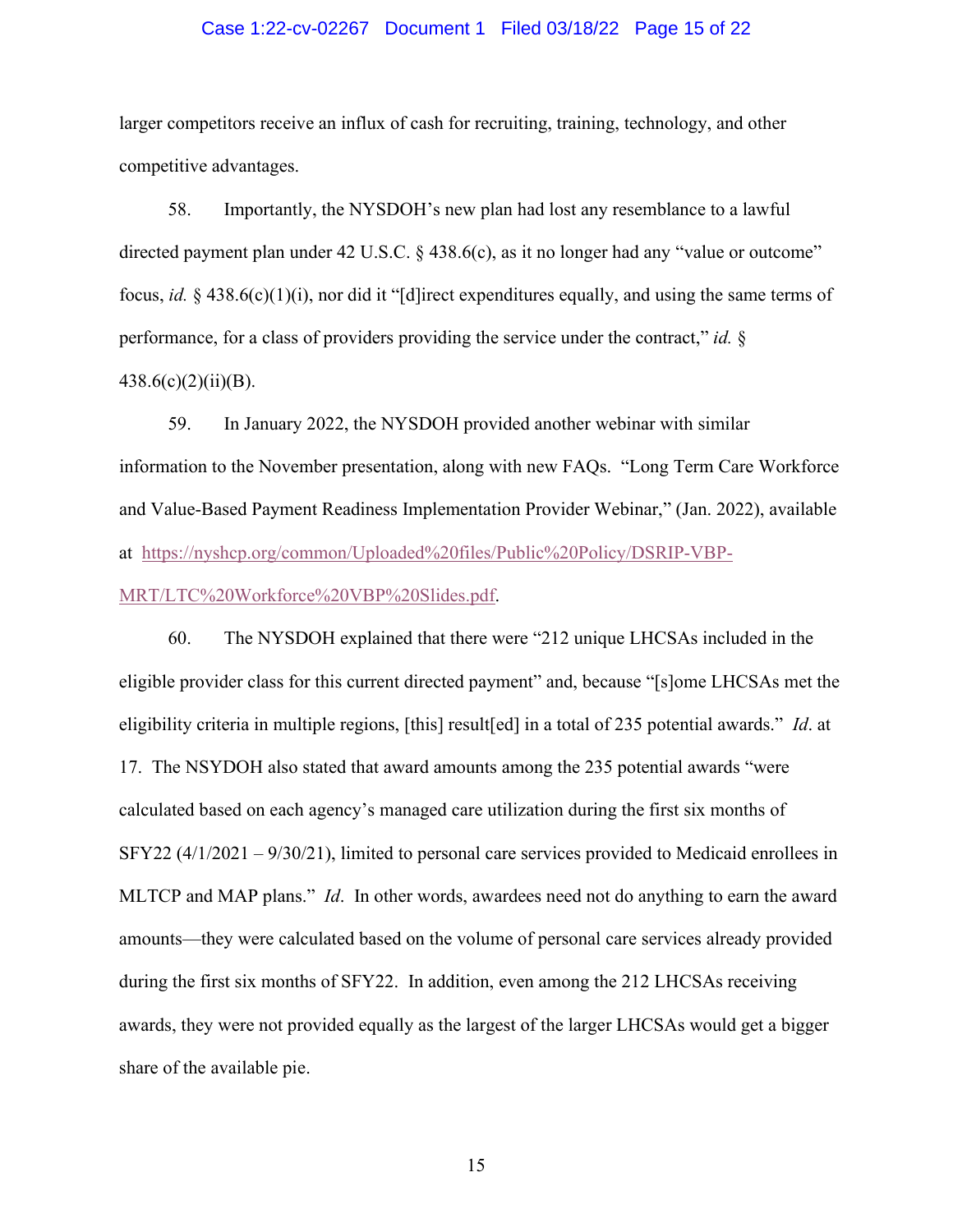larger competitors receive an influx of cash for recruiting, training, technology, and other competitive advantages.

58. Importantly, the NYSDOH's new plan had lost any resemblance to a lawful directed payment plan under 42 U.S.C. § 438.6(c), as it no longer had any "value or outcome" focus, *id.* § 438.6(c)(1)(i), nor did it "[d]irect expenditures equally, and using the same terms of performance, for a class of providers providing the service under the contract," *id.* § 438.6(c)(2)(ii)(B).

59. In January 2022, the NYSDOH provided another webinar with similar information to the November presentation, along with new FAQs. "Long Term Care Workforce and Value-Based Payment Readiness Implementation Provider Webinar," (Jan. 2022), available at [https://nyshcp.org/common/Uploaded%20files/Public%20Policy/DSRIP-VBP-MRT/LTC%20Workforce%20VBP%20Slides.pdf](https://nyshcp.org/common/Uploaded%20files/Public%20Policy/DSRIP-VBP-MRT/LTC%20Workforce%20VBP%20Slides.pdf).

60. The NYSDOH explained that there were "212 unique LHCSAs included in the eligible provider class for this current directed payment" and, because "[s]ome LHCSAs met the eligibility criteria in multiple regions, [this] result[ed] in a total of 235 potential awards." *Id*. at 17. The NSYDOH also stated that award amounts among the 235 potential awards "were calculated based on each agency's managed care utilization during the first six months of SFY22 (4/1/2021 – 9/30/21), limited to personal care services provided to Medicaid enrollees in MLTCP and MAP plans." *Id*. In other words, awardees need not do anything to earn the award amounts—they were calculated based on the volume of personal care services already provided during the first six months of SFY22. In addition, even among the 212 LHCSAs receiving awards, they were not provided equally as the largest of the larger LHCSAs would get a bigger share of the available pie.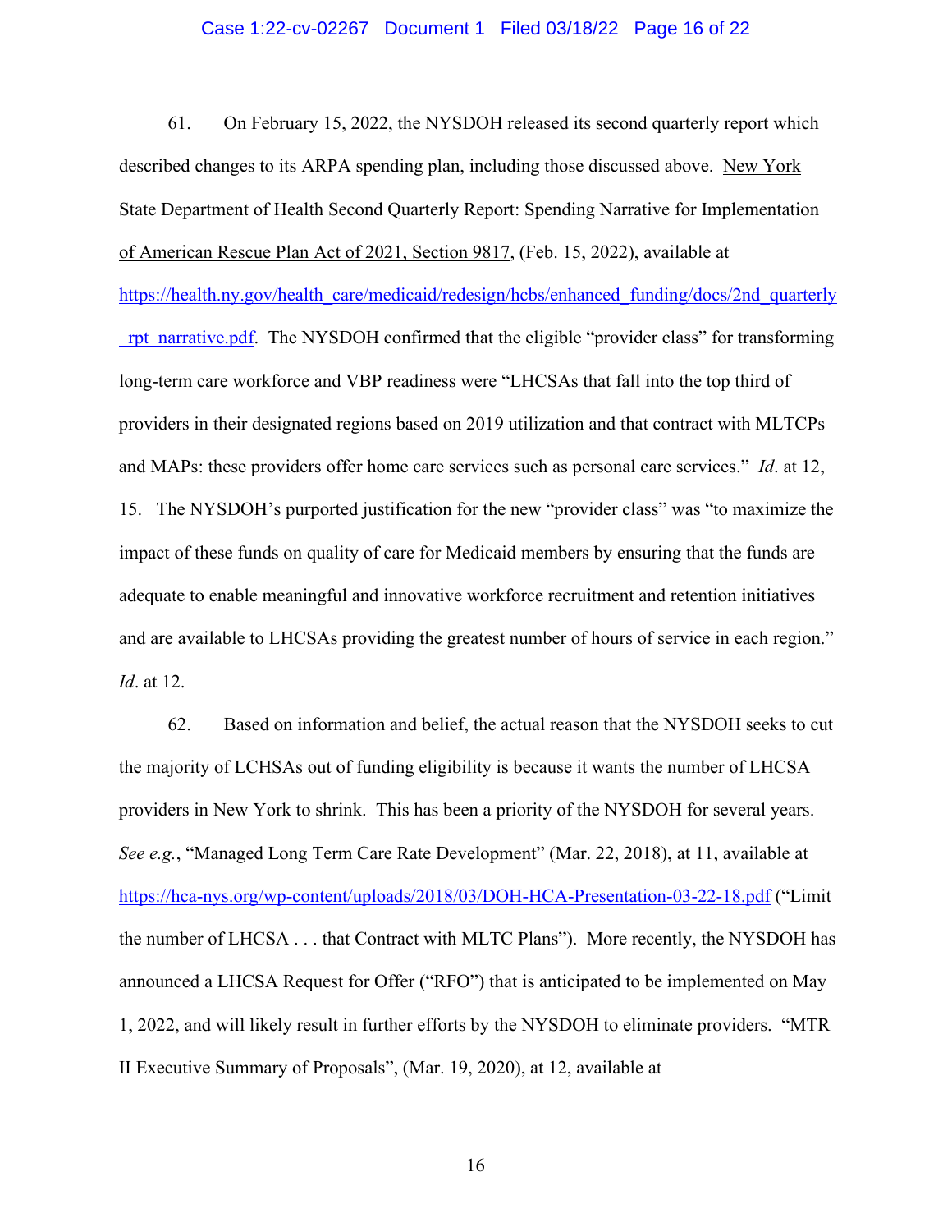61. On February 15, 2022, the NYSDOH released its second quarterly report which described changes to its ARPA spending plan, including those discussed above. New York State Department of Health Second Quarterly Report: Spending Narrative for Implementation of American Rescue Plan Act of 2021, Section 9817, (Feb. 15, 2022), available at https://health.ny.gov/health_care/medicaid/redesign/hcbs/enhanced_funding/docs/2nd_quarterly_rpt_narrative.pdf. The NYSDOH confirmed that the eligible "provider class" for transforming long-term care workforce and VBP readiness were "LHCSAs that fall into the top third of providers in their designated regions based on 2019 utilization and that contract with MLTCPs and MAPs: these providers offer home care services such as personal care services." *Id*. at 12, 15. The NYSDOH's purported justification for the new "provider class" was "to maximize the impact of these funds on quality of care for Medicaid members by ensuring that the funds are adequate to enable meaningful and innovative workforce recruitment and retention initiatives and are available to LHCSAs providing the greatest number of hours of service in each region." *Id*. at 12.

62. Based on information and belief, the actual reason that the NYSDOH seeks to cut the majority of LCHSAs out of funding eligibility is because it wants the number of LHCSA providers in New York to shrink. This has been a priority of the NYSDOH for several years. *See e.g.*, "Managed Long Term Care Rate Development" (Mar. 22, 2018), at 11, available at https://hca-nys.org/wp-content/uploads/2018/03/DOH-HCA-Presentation-03-22-18.pdf ("Limit the number of LHCSA . . . that Contract with MLTC Plans"). More recently, the NYSDOH has announced a LHCSA Request for Offer ("RFO") that is anticipated to be implemented on May 1, 2022, and will likely result in further efforts by the NYSDOH to eliminate providers. "MTR II Executive Summary of Proposals", (Mar. 19, 2020), at 12, available at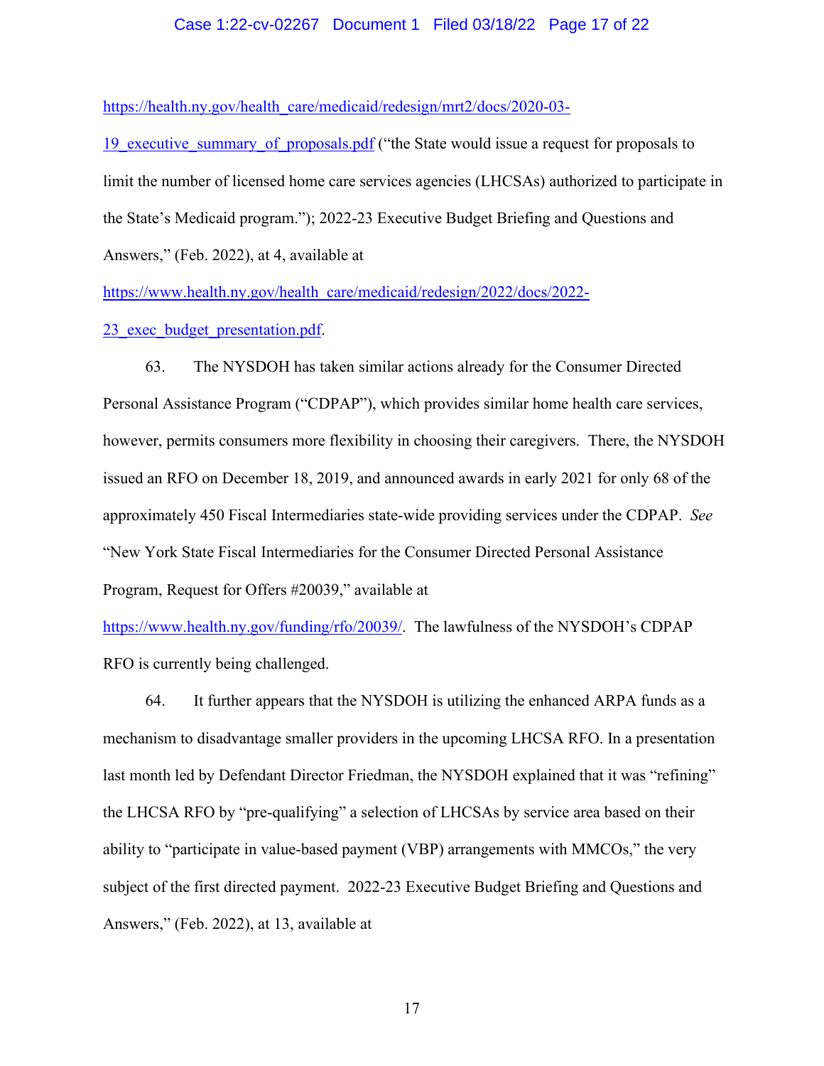https://health.ny.gov/health_care/medicaid/redesign/mrt2/docs/2020-03-19_executive_summary_of_proposals.pdf ("the State would issue a request for proposals to limit the number of licensed home care services agencies (LHCSAs) authorized to participate in the State's Medicaid program."); 2022-23 Executive Budget Briefing and Questions and Answers," (Feb. 2022), at 4, available at https://www.health.ny.gov/health_care/medicaid/redesign/2022/docs/2022-23_exec_budget_presentation.pdf.

63. The NYSDOH has taken similar actions already for the Consumer Directed Personal Assistance Program ("CDPAP"), which provides similar home health care services, however, permits consumers more flexibility in choosing their caregivers. There, the NYSDOH issued an RFO on December 18, 2019, and announced awards in early 2021 for only 68 of the approximately 450 Fiscal Intermediaries state-wide providing services under the CDPAP. *See* "New York State Fiscal Intermediaries for the Consumer Directed Personal Assistance Program, Request for Offers #20039," available at https://www.health.ny.gov/funding/rfo/20039/. The lawfulness of the NYSDOH's CDPAP RFO is currently being challenged.

64. It further appears that the NYSDOH is utilizing the enhanced ARPA funds as a mechanism to disadvantage smaller providers in the upcoming LHCSA RFO. In a presentation last month led by Defendant Director Friedman, the NYSDOH explained that it was "refining" the LHCSA RFO by "pre-qualifying" a selection of LHCSAs by service area based on their ability to "participate in value-based payment (VBP) arrangements with MMCOs," the very subject of the first directed payment. 2022-23 Executive Budget Briefing and Questions and Answers," (Feb. 2022), at 13, available at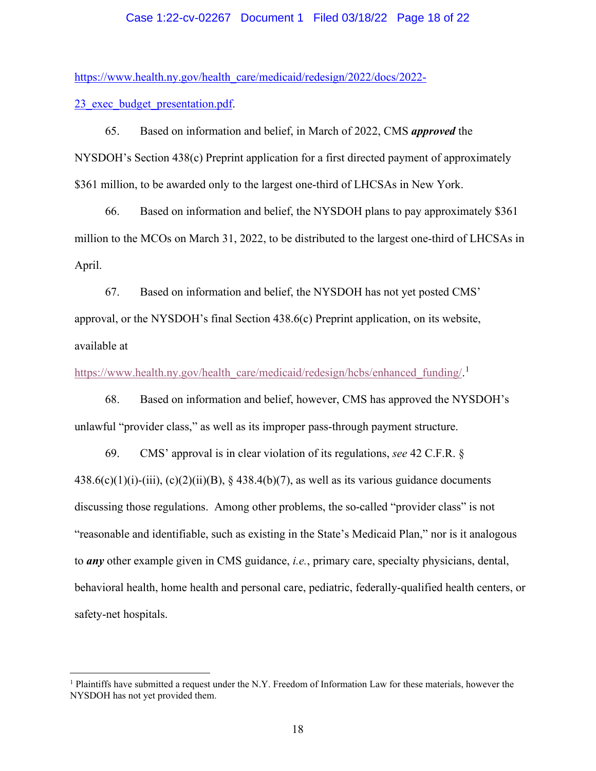https://www.health.ny.gov/health_care/medicaid/redesign/2022/docs/2022-23_exec_budget_presentation.pdf.

65. Based on information and belief, in March of 2022, CMS ***approved*** the NYSDOH's Section 438(c) Preprint application for a first directed payment of approximately $361 million, to be awarded only to the largest one-third of LHCSAs in New York.

66. Based on information and belief, the NYSDOH plans to pay approximately $361 million to the MCOs on March 31, 2022, to be distributed to the largest one-third of LHCSAs in April.

67. Based on information and belief, the NYSDOH has not yet posted CMS' approval, or the NYSDOH's final Section 438.6(c) Preprint application, on its website, available at https://www.health.ny.gov/health_care/medicaid/redesign/hcbs/enhanced_funding/.[1]

68. Based on information and belief, however, CMS has approved the NYSDOH's unlawful "provider class," as well as its improper pass-through payment structure.

69. CMS' approval is in clear violation of its regulations, *see* 42 C.F.R. § 438.6(c)(1)(i)-(iii), (c)(2)(ii)(B), § 438.4(b)(7), as well as its various guidance documents discussing those regulations. Among other problems, the so-called "provider class" is not "reasonable and identifiable, such as existing in the State's Medicaid Plan," nor is it analogous to ***any*** other example given in CMS guidance, *i.e.*, primary care, specialty physicians, dental, behavioral health, home health and personal care, pediatric, federally-qualified health centers, or safety-net hospitals.

---

[1] Plaintiffs have submitted a request under the N.Y. Freedom of Information Law for these materials, however the NYSDOH has not yet provided them.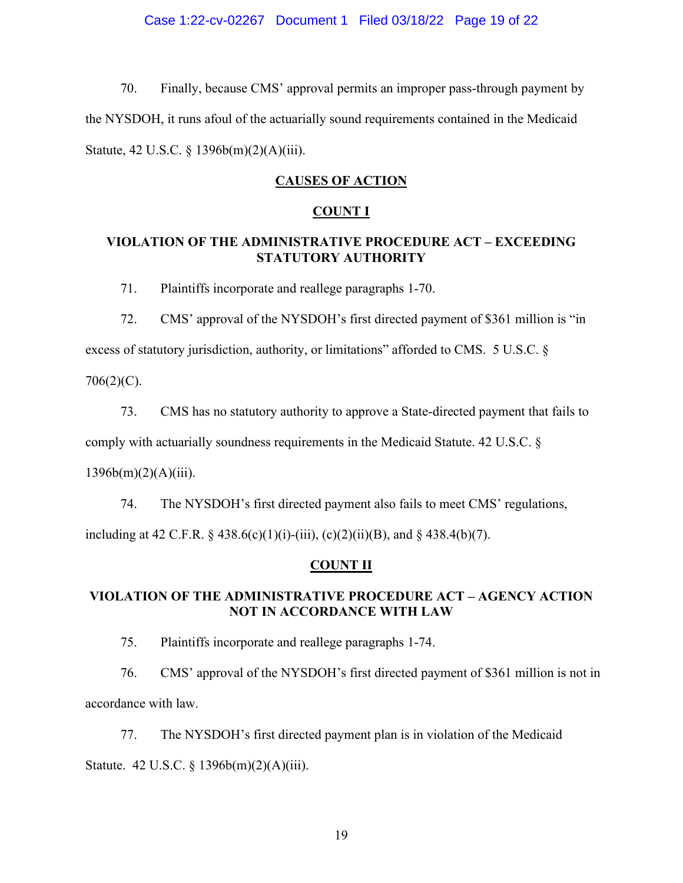70. Finally, because CMS' approval permits an improper pass-through payment by the NYSDOH, it runs afoul of the actuarially sound requirements contained in the Medicaid Statute, 42 U.S.C. § 1396b(m)(2)(A)(iii).

## CAUSES OF ACTION

### COUNT I

### VIOLATION OF THE ADMINISTRATIVE PROCEDURE ACT – EXCEEDING STATUTORY AUTHORITY

71. Plaintiffs incorporate and reallege paragraphs 1-70.

72. CMS' approval of the NYSDOH's first directed payment of $361 million is "in excess of statutory jurisdiction, authority, or limitations" afforded to CMS. 5 U.S.C. § 706(2)(C).

73. CMS has no statutory authority to approve a State-directed payment that fails to comply with actuarially soundness requirements in the Medicaid Statute. 42 U.S.C. § 1396b(m)(2)(A)(iii).

74. The NYSDOH's first directed payment also fails to meet CMS' regulations, including at 42 C.F.R. § 438.6(c)(1)(i)-(iii), (c)(2)(ii)(B), and § 438.4(b)(7).

### COUNT II

### VIOLATION OF THE ADMINISTRATIVE PROCEDURE ACT – AGENCY ACTION NOT IN ACCORDANCE WITH LAW

75. Plaintiffs incorporate and reallege paragraphs 1-74.

76. CMS' approval of the NYSDOH's first directed payment of $361 million is not in accordance with law.

77. The NYSDOH's first directed payment plan is in violation of the Medicaid Statute. 42 U.S.C. § 1396b(m)(2)(A)(iii).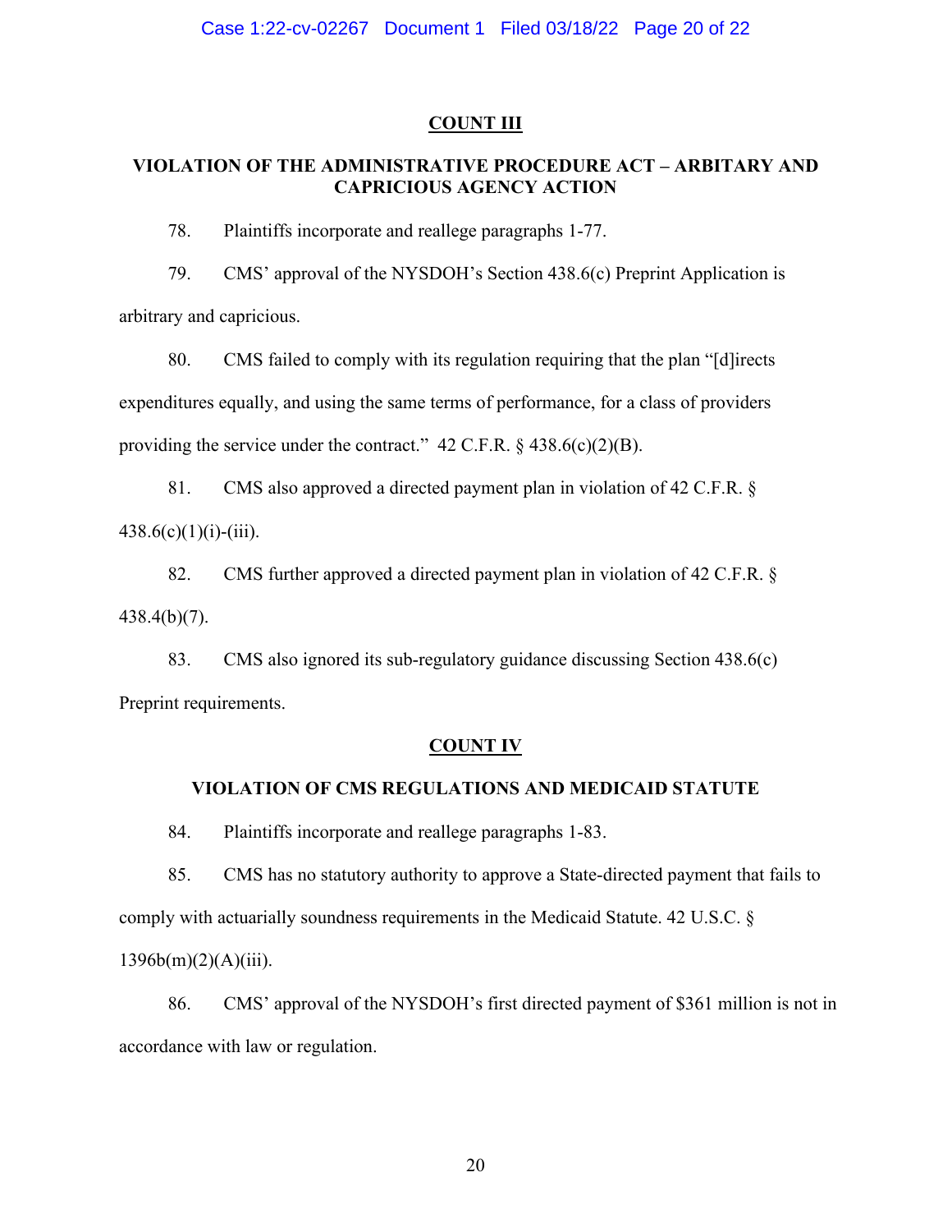## COUNT III

## VIOLATION OF THE ADMINISTRATIVE PROCEDURE ACT – ARBITARY AND CAPRICIOUS AGENCY ACTION

78. Plaintiffs incorporate and reallege paragraphs 1-77.

79. CMS' approval of the NYSDOH's Section 438.6(c) Preprint Application is arbitrary and capricious.

80. CMS failed to comply with its regulation requiring that the plan "[d]irects expenditures equally, and using the same terms of performance, for a class of providers providing the service under the contract." 42 C.F.R. § 438.6(c)(2)(B).

81. CMS also approved a directed payment plan in violation of 42 C.F.R. § 438.6(c)(1)(i)-(iii).

82. CMS further approved a directed payment plan in violation of 42 C.F.R. § 438.4(b)(7).

83. CMS also ignored its sub-regulatory guidance discussing Section 438.6(c) Preprint requirements.

## COUNT IV

## VIOLATION OF CMS REGULATIONS AND MEDICAID STATUTE

84. Plaintiffs incorporate and reallege paragraphs 1-83.

85. CMS has no statutory authority to approve a State-directed payment that fails to comply with actuarially soundness requirements in the Medicaid Statute. 42 U.S.C. § 1396b(m)(2)(A)(iii).

86. CMS' approval of the NYSDOH's first directed payment of $361 million is not in accordance with law or regulation.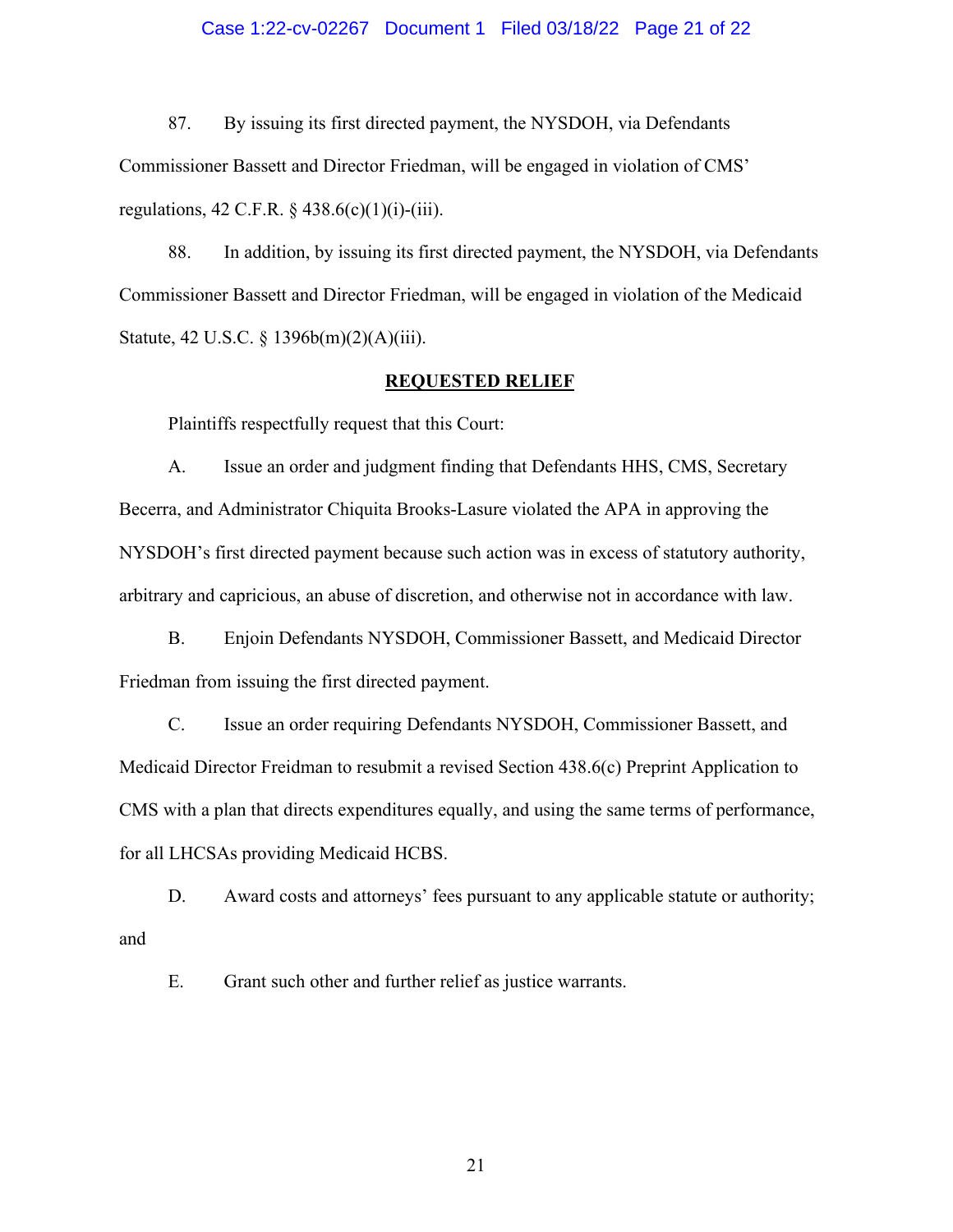87. By issuing its first directed payment, the NYSDOH, via Defendants Commissioner Bassett and Director Friedman, will be engaged in violation of CMS' regulations, 42 C.F.R. § 438.6(c)(1)(i)-(iii).

88. In addition, by issuing its first directed payment, the NYSDOH, via Defendants Commissioner Bassett and Director Friedman, will be engaged in violation of the Medicaid Statute, 42 U.S.C. § 1396b(m)(2)(A)(iii).

## **REQUESTED RELIEF**

Plaintiffs respectfully request that this Court:

A. Issue an order and judgment finding that Defendants HHS, CMS, Secretary Becerra, and Administrator Chiquita Brooks-Lasure violated the APA in approving the NYSDOH's first directed payment because such action was in excess of statutory authority, arbitrary and capricious, an abuse of discretion, and otherwise not in accordance with law.

B. Enjoin Defendants NYSDOH, Commissioner Bassett, and Medicaid Director Friedman from issuing the first directed payment.

C. Issue an order requiring Defendants NYSDOH, Commissioner Bassett, and Medicaid Director Freidman to resubmit a revised Section 438.6(c) Preprint Application to CMS with a plan that directs expenditures equally, and using the same terms of performance, for all LHCSAs providing Medicaid HCBS.

D. Award costs and attorneys' fees pursuant to any applicable statute or authority; and

E. Grant such other and further relief as justice warrants.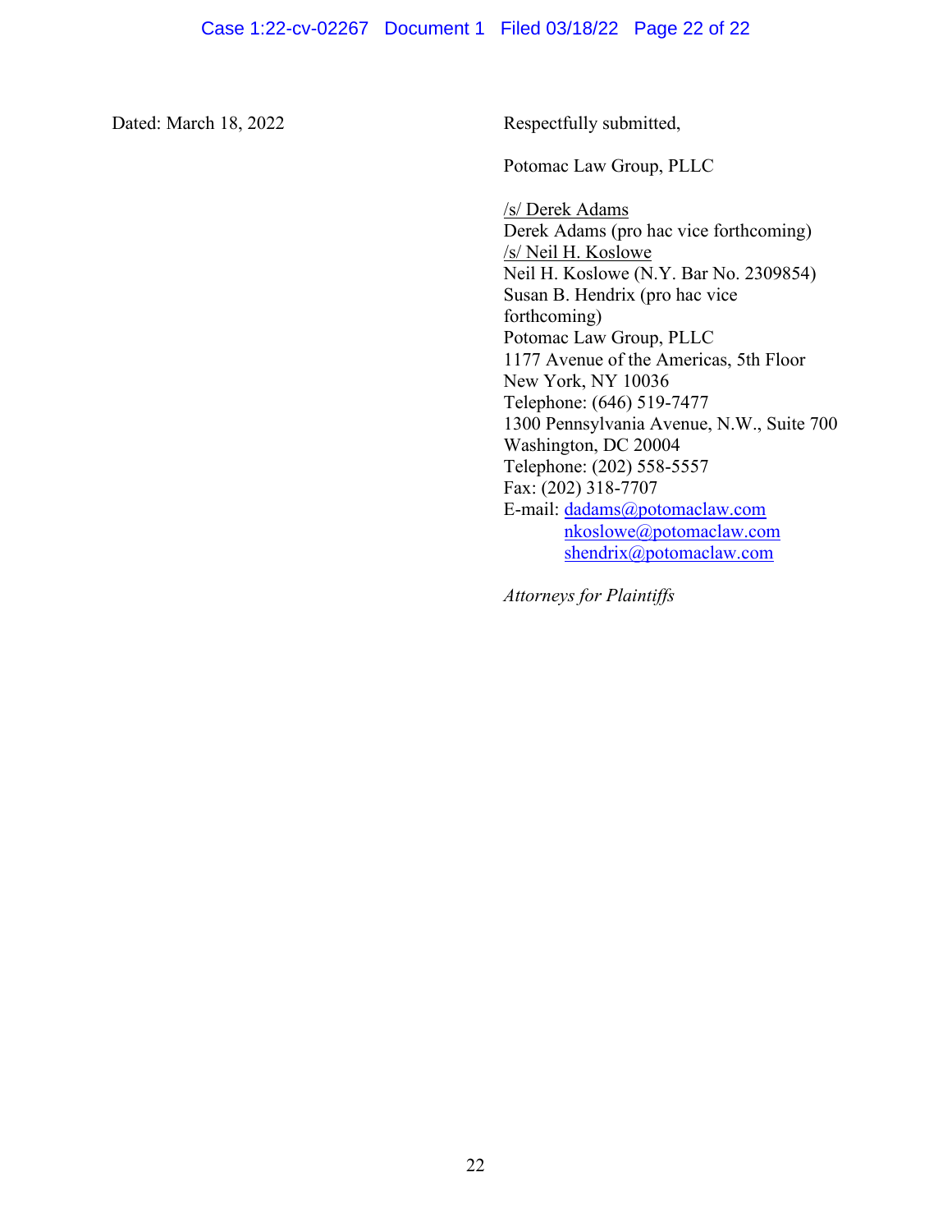Dated: March 18, 2022

Respectfully submitted,

Potomac Law Group, PLLC

/s/ Derek Adams
Derek Adams (pro hac vice forthcoming)
/s/ Neil H. Koslowe
Neil H. Koslowe (N.Y. Bar No. 2309854)
Susan B. Hendrix (pro hac vice forthcoming)
Potomac Law Group, PLLC
1177 Avenue of the Americas, 5th Floor
New York, NY 10036
Telephone: (646) 519-7477
1300 Pennsylvania Avenue, N.W., Suite 700
Washington, DC 20004
Telephone: (202) 558-5557
Fax: (202) 318-7707
E-mail: dadams@potomaclaw.com
nkoslowe@potomaclaw.com
shendrix@potomaclaw.com

*Attorneys for Plaintiffs*